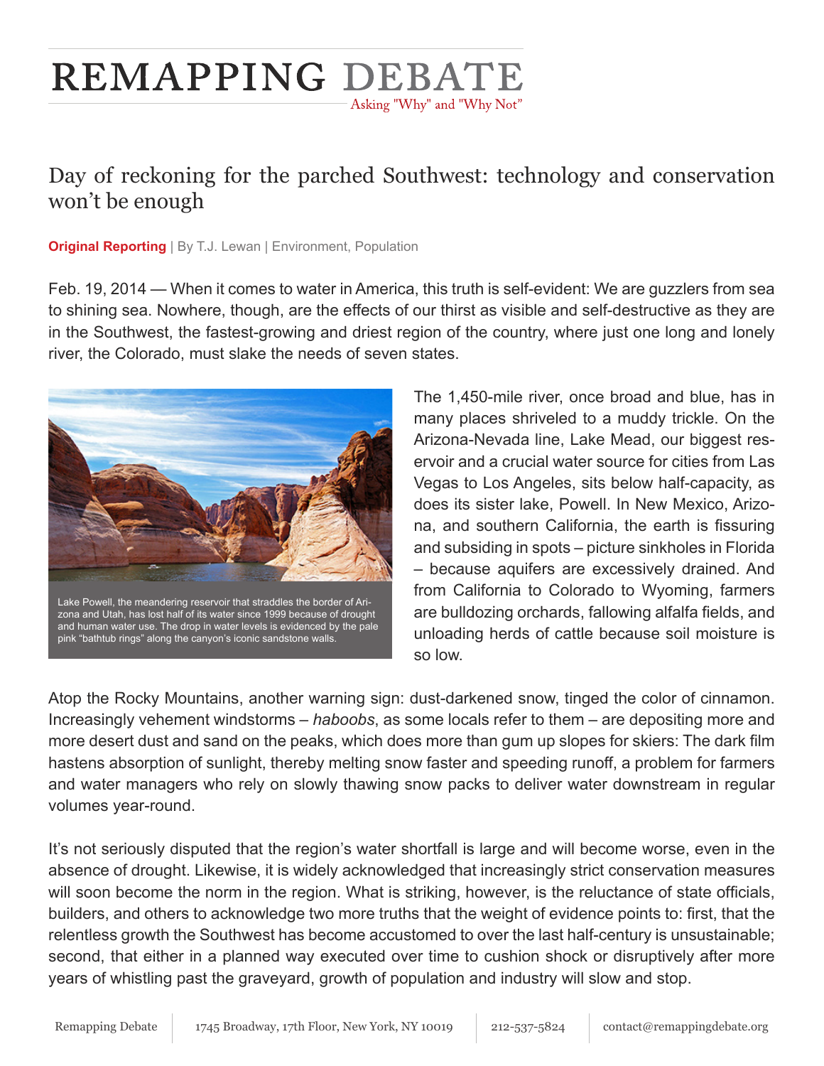# REMAPPING DEBATE

Asking "Why" and "Why Not"

## Day of reckoning for the parched Southwest: technology and conservation won't be enough

**Original Reporting** | By T.J. Lewan | Environment, Population

Feb. 19, 2014 — When it comes to water in America, this truth is self-evident: We are guzzlers from sea to shining sea. Nowhere, though, are the effects of our thirst as visible and self-destructive as they are in the Southwest, the fastest-growing and driest region of the country, where just one long and lonely river, the Colorado, must slake the needs of seven states.

Lake Powell, the meandering reservoir that straddles the border of Arizona and Utah, has lost half of its water since 1999 because of drought and human water use. The drop in water levels is evidenced by the pale pink "bathtub rings" along the canyon's iconic sandstone walls.

The 1,450-mile river, once broad and blue, has in many places shriveled to a muddy trickle. On the Arizona-Nevada line, Lake Mead, our biggest reservoir and a crucial water source for cities from Las Vegas to Los Angeles, sits below half-capacity, as does its sister lake, Powell. In New Mexico, Arizona, and southern California, the earth is fissuring and subsiding in spots – picture sinkholes in Florida – because aquifers are excessively drained. And from California to Colorado to Wyoming, farmers are bulldozing orchards, fallowing alfalfa fields, and unloading herds of cattle because soil moisture is so low.

Atop the Rocky Mountains, another warning sign: dust-darkened snow, tinged the color of cinnamon. Increasingly vehement windstorms – *haboobs*, as some locals refer to them – are depositing more and more desert dust and sand on the peaks, which does more than gum up slopes for skiers: The dark film hastens absorption of sunlight, thereby melting snow faster and speeding runoff, a problem for farmers and water managers who rely on slowly thawing snow packs to deliver water downstream in regular volumes year-round.

It's not seriously disputed that the region's water shortfall is large and will become worse, even in the absence of drought. Likewise, it is widely acknowledged that increasingly strict conservation measures will soon become the norm in the region. What is striking, however, is the reluctance of state officials, builders, and others to acknowledge two more truths that the weight of evidence points to: first, that the relentless growth the Southwest has become accustomed to over the last half-century is unsustainable; second, that either in a planned way executed over time to cushion shock or disruptively after more years of whistling past the graveyard, growth of population and industry will slow and stop.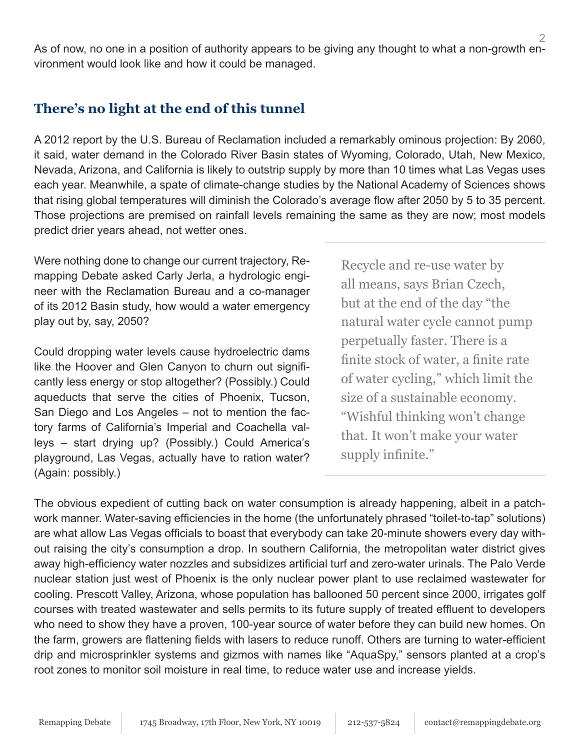As of now, no one in a position of authority appears to be giving any thought to what a non-growth environment would look like and how it could be managed.

## There's no light at the end of this tunnel

A 2012 report by the U.S. Bureau of Reclamation included a remarkably ominous projection: By 2060, it said, water demand in the Colorado River Basin states of Wyoming, Colorado, Utah, New Mexico, Nevada, Arizona, and California is likely to outstrip supply by more than 10 times what Las Vegas uses each year. Meanwhile, a spate of climate-change studies by the National Academy of Sciences shows that rising global temperatures will diminish the Colorado's average flow after 2050 by 5 to 35 percent. Those projections are premised on rainfall levels remaining the same as they are now; most models predict drier years ahead, not wetter ones.

Were nothing done to change our current trajectory, Remapping Debate asked Carly Jerla, a hydrologic engineer with the Reclamation Bureau and a co-manager of its 2012 Basin study, how would a water emergency play out by, say, 2050?

Could dropping water levels cause hydroelectric dams like the Hoover and Glen Canyon to churn out significantly less energy or stop altogether? (Possibly.) Could aqueducts that serve the cities of Phoenix, Tucson, San Diego and Los Angeles – not to mention the factory farms of California's Imperial and Coachella valleys – start drying up? (Possibly.) Could America's playground, Las Vegas, actually have to ration water? (Again: possibly.)

> Recycle and re-use water by all means, says Brian Czech, but at the end of the day "the natural water cycle cannot pump perpetually faster. There is a finite stock of water, a finite rate of water cycling," which limit the size of a sustainable economy. "Wishful thinking won't change that. It won't make your water supply infinite."

The obvious expedient of cutting back on water consumption is already happening, albeit in a patchwork manner. Water-saving efficiencies in the home (the unfortunately phrased "toilet-to-tap" solutions) are what allow Las Vegas officials to boast that everybody can take 20-minute showers every day without raising the city's consumption a drop. In southern California, the metropolitan water district gives away high-efficiency water nozzles and subsidizes artificial turf and zero-water urinals. The Palo Verde nuclear station just west of Phoenix is the only nuclear power plant to use reclaimed wastewater for cooling. Prescott Valley, Arizona, whose population has ballooned 50 percent since 2000, irrigates golf courses with treated wastewater and sells permits to its future supply of treated effluent to developers who need to show they have a proven, 100-year source of water before they can build new homes. On the farm, growers are flattening fields with lasers to reduce runoff. Others are turning to water-efficient drip and microsprinkler systems and gizmos with names like "AquaSpy," sensors planted at a crop's root zones to monitor soil moisture in real time, to reduce water use and increase yields.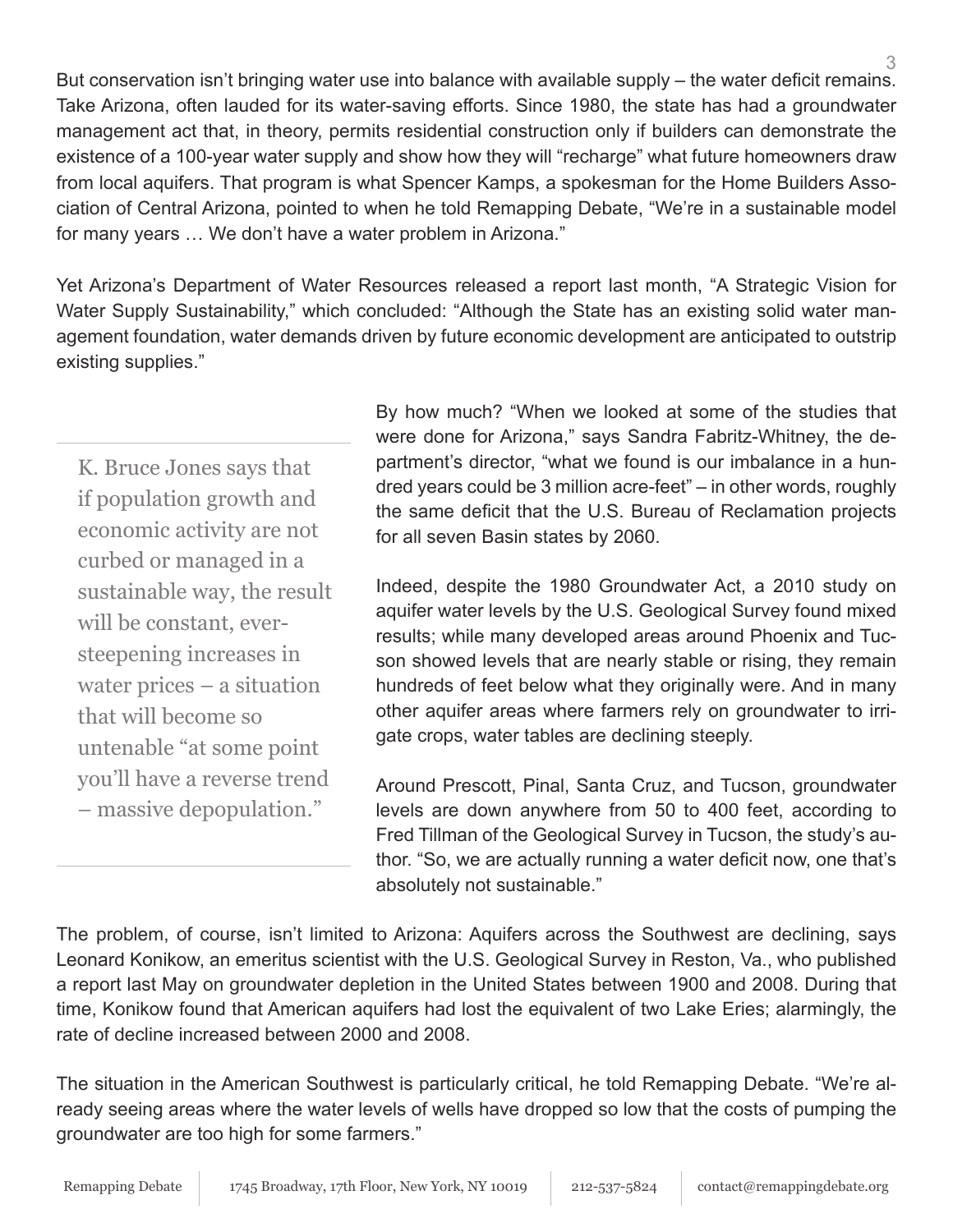But conservation isn't bringing water use into balance with available supply – the water deficit remains. Take Arizona, often lauded for its water-saving efforts. Since 1980, the state has had a groundwater management act that, in theory, permits residential construction only if builders can demonstrate the existence of a 100-year water supply and show how they will "recharge" what future homeowners draw from local aquifers. That program is what Spencer Kamps, a spokesman for the Home Builders Association of Central Arizona, pointed to when he told Remapping Debate, "We're in a sustainable model for many years … We don't have a water problem in Arizona."

Yet Arizona's Department of Water Resources released a report last month, "A Strategic Vision for Water Supply Sustainability," which concluded: "Although the State has an existing solid water management foundation, water demands driven by future economic development are anticipated to outstrip existing supplies."

> K. Bruce Jones says that if population growth and economic activity are not curbed or managed in a sustainable way, the result will be constant, ever-steepening increases in water prices – a situation that will become so untenable "at some point you'll have a reverse trend – massive depopulation."

By how much? "When we looked at some of the studies that were done for Arizona," says Sandra Fabritz-Whitney, the department's director, "what we found is our imbalance in a hundred years could be 3 million acre-feet" – in other words, roughly the same deficit that the U.S. Bureau of Reclamation projects for all seven Basin states by 2060.

Indeed, despite the 1980 Groundwater Act, a 2010 study on aquifer water levels by the U.S. Geological Survey found mixed results; while many developed areas around Phoenix and Tucson showed levels that are nearly stable or rising, they remain hundreds of feet below what they originally were. And in many other aquifer areas where farmers rely on groundwater to irrigate crops, water tables are declining steeply.

Around Prescott, Pinal, Santa Cruz, and Tucson, groundwater levels are down anywhere from 50 to 400 feet, according to Fred Tillman of the Geological Survey in Tucson, the study's author. "So, we are actually running a water deficit now, one that's absolutely not sustainable."

The problem, of course, isn't limited to Arizona: Aquifers across the Southwest are declining, says Leonard Konikow, an emeritus scientist with the U.S. Geological Survey in Reston, Va., who published a report last May on groundwater depletion in the United States between 1900 and 2008. During that time, Konikow found that American aquifers had lost the equivalent of two Lake Eries; alarmingly, the rate of decline increased between 2000 and 2008.

The situation in the American Southwest is particularly critical, he told Remapping Debate. "We're already seeing areas where the water levels of wells have dropped so low that the costs of pumping the groundwater are too high for some farmers."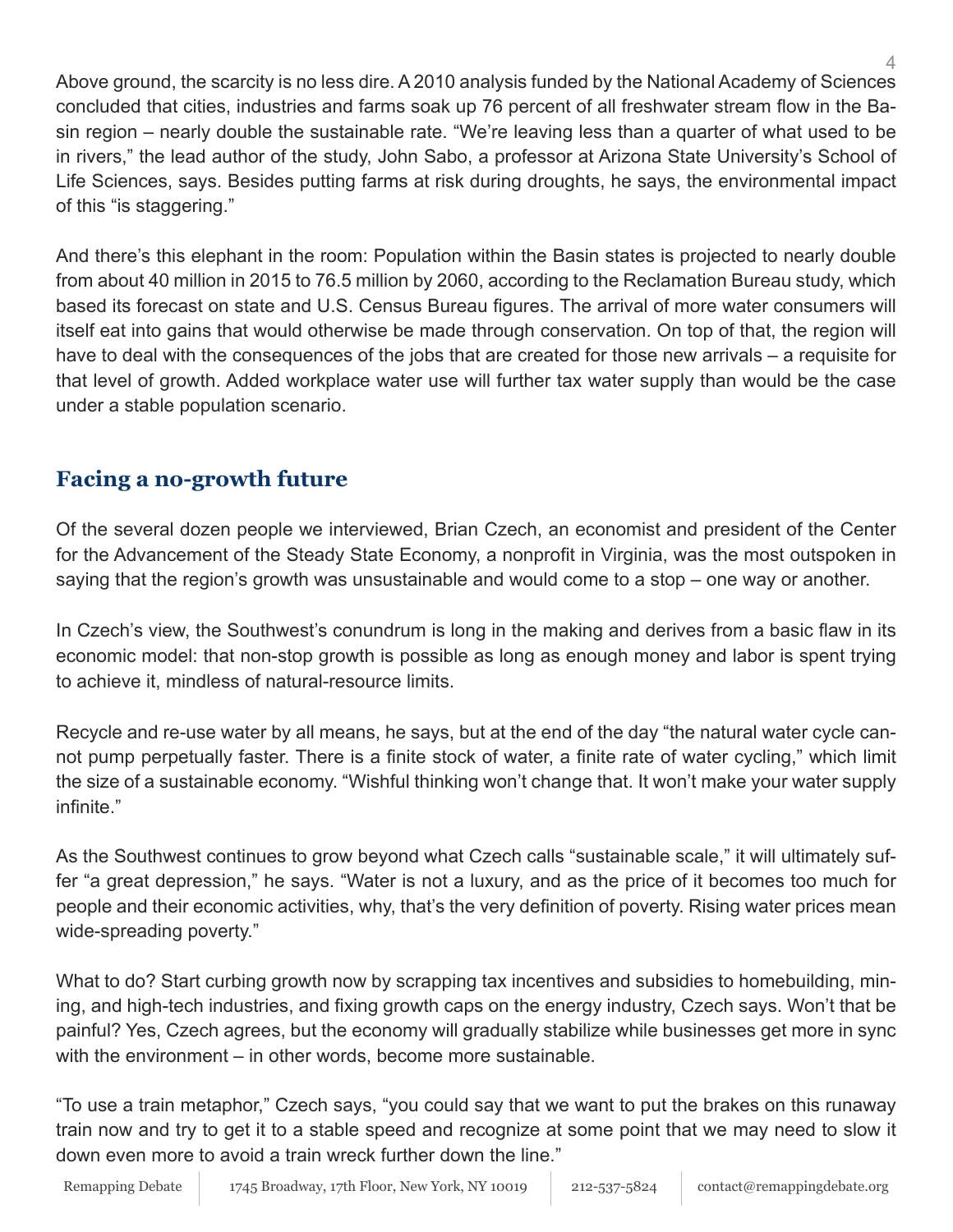Above ground, the scarcity is no less dire. A 2010 analysis funded by the National Academy of Sciences concluded that cities, industries and farms soak up 76 percent of all freshwater stream flow in the Basin region – nearly double the sustainable rate. "We're leaving less than a quarter of what used to be in rivers," the lead author of the study, John Sabo, a professor at Arizona State University's School of Life Sciences, says. Besides putting farms at risk during droughts, he says, the environmental impact of this "is staggering."

And there's this elephant in the room: Population within the Basin states is projected to nearly double from about 40 million in 2015 to 76.5 million by 2060, according to the Reclamation Bureau study, which based its forecast on state and U.S. Census Bureau figures. The arrival of more water consumers will itself eat into gains that would otherwise be made through conservation. On top of that, the region will have to deal with the consequences of the jobs that are created for those new arrivals – a requisite for that level of growth. Added workplace water use will further tax water supply than would be the case under a stable population scenario.

## Facing a no-growth future

Of the several dozen people we interviewed, Brian Czech, an economist and president of the Center for the Advancement of the Steady State Economy, a nonprofit in Virginia, was the most outspoken in saying that the region's growth was unsustainable and would come to a stop – one way or another.

In Czech's view, the Southwest's conundrum is long in the making and derives from a basic flaw in its economic model: that non-stop growth is possible as long as enough money and labor is spent trying to achieve it, mindless of natural-resource limits.

Recycle and re-use water by all means, he says, but at the end of the day "the natural water cycle cannot pump perpetually faster. There is a finite stock of water, a finite rate of water cycling," which limit the size of a sustainable economy. "Wishful thinking won't change that. It won't make your water supply infinite."

As the Southwest continues to grow beyond what Czech calls "sustainable scale," it will ultimately suffer "a great depression," he says. "Water is not a luxury, and as the price of it becomes too much for people and their economic activities, why, that's the very definition of poverty. Rising water prices mean wide-spreading poverty."

What to do? Start curbing growth now by scrapping tax incentives and subsidies to homebuilding, mining, and high-tech industries, and fixing growth caps on the energy industry, Czech says. Won't that be painful? Yes, Czech agrees, but the economy will gradually stabilize while businesses get more in sync with the environment – in other words, become more sustainable.

"To use a train metaphor," Czech says, "you could say that we want to put the brakes on this runaway train now and try to get it to a stable speed and recognize at some point that we may need to slow it down even more to avoid a train wreck further down the line."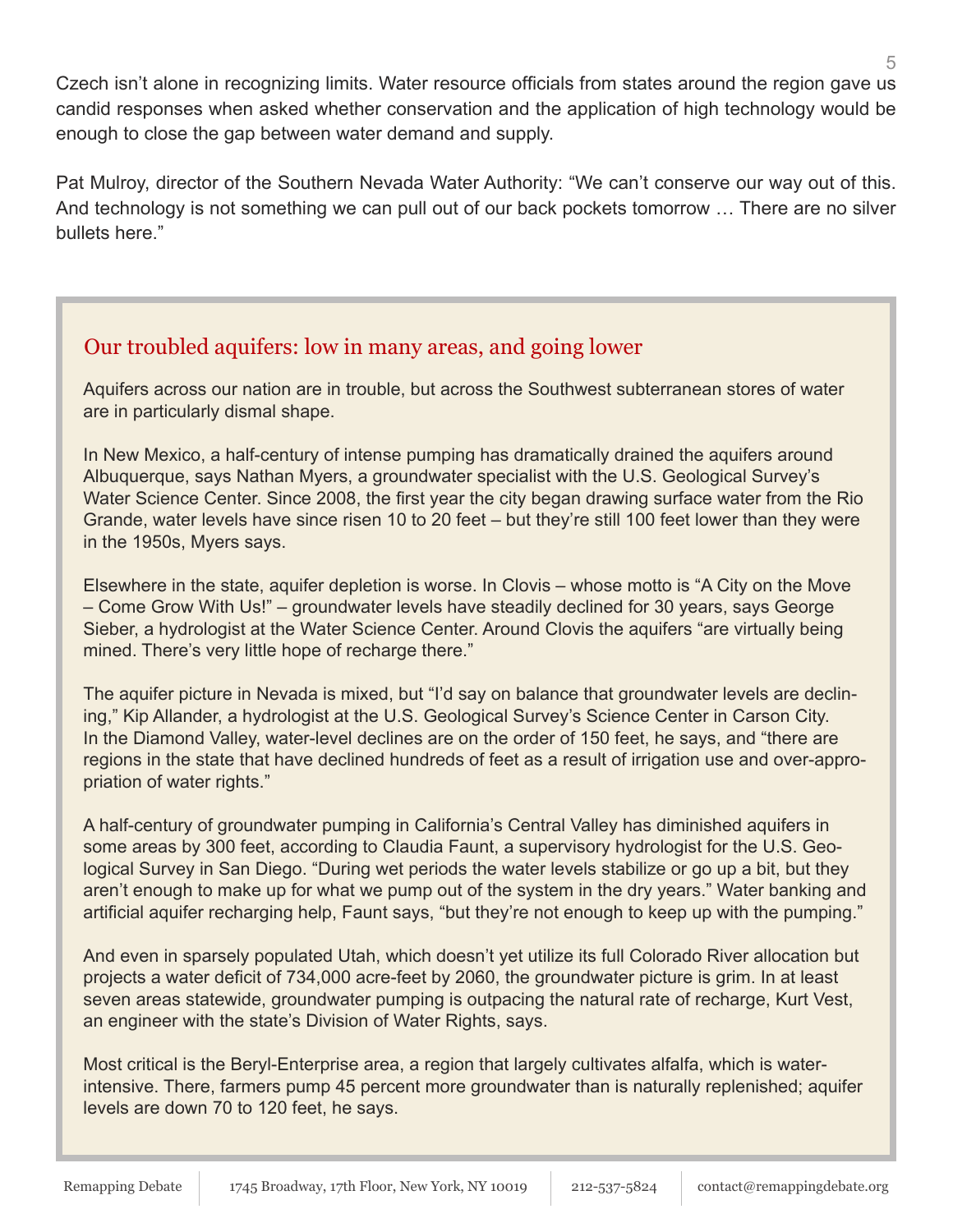Czech isn't alone in recognizing limits. Water resource officials from states around the region gave us candid responses when asked whether conservation and the application of high technology would be enough to close the gap between water demand and supply.

Pat Mulroy, director of the Southern Nevada Water Authority: "We can't conserve our way out of this. And technology is not something we can pull out of our back pockets tomorrow … There are no silver bullets here."

## Our troubled aquifers: low in many areas, and going lower

Aquifers across our nation are in trouble, but across the Southwest subterranean stores of water are in particularly dismal shape.

In New Mexico, a half-century of intense pumping has dramatically drained the aquifers around Albuquerque, says Nathan Myers, a groundwater specialist with the U.S. Geological Survey's Water Science Center. Since 2008, the first year the city began drawing surface water from the Rio Grande, water levels have since risen 10 to 20 feet – but they're still 100 feet lower than they were in the 1950s, Myers says.

Elsewhere in the state, aquifer depletion is worse. In Clovis – whose motto is "A City on the Move – Come Grow With Us!" – groundwater levels have steadily declined for 30 years, says George Sieber, a hydrologist at the Water Science Center. Around Clovis the aquifers "are virtually being mined. There's very little hope of recharge there."

The aquifer picture in Nevada is mixed, but "I'd say on balance that groundwater levels are declining," Kip Allander, a hydrologist at the U.S. Geological Survey's Science Center in Carson City. In the Diamond Valley, water-level declines are on the order of 150 feet, he says, and "there are regions in the state that have declined hundreds of feet as a result of irrigation use and over-appropriation of water rights."

A half-century of groundwater pumping in California's Central Valley has diminished aquifers in some areas by 300 feet, according to Claudia Faunt, a supervisory hydrologist for the U.S. Geological Survey in San Diego. "During wet periods the water levels stabilize or go up a bit, but they aren't enough to make up for what we pump out of the system in the dry years." Water banking and artificial aquifer recharging help, Faunt says, "but they're not enough to keep up with the pumping."

And even in sparsely populated Utah, which doesn't yet utilize its full Colorado River allocation but projects a water deficit of 734,000 acre-feet by 2060, the groundwater picture is grim. In at least seven areas statewide, groundwater pumping is outpacing the natural rate of recharge, Kurt Vest, an engineer with the state's Division of Water Rights, says.

Most critical is the Beryl-Enterprise area, a region that largely cultivates alfalfa, which is water-intensive. There, farmers pump 45 percent more groundwater than is naturally replenished; aquifer levels are down 70 to 120 feet, he says.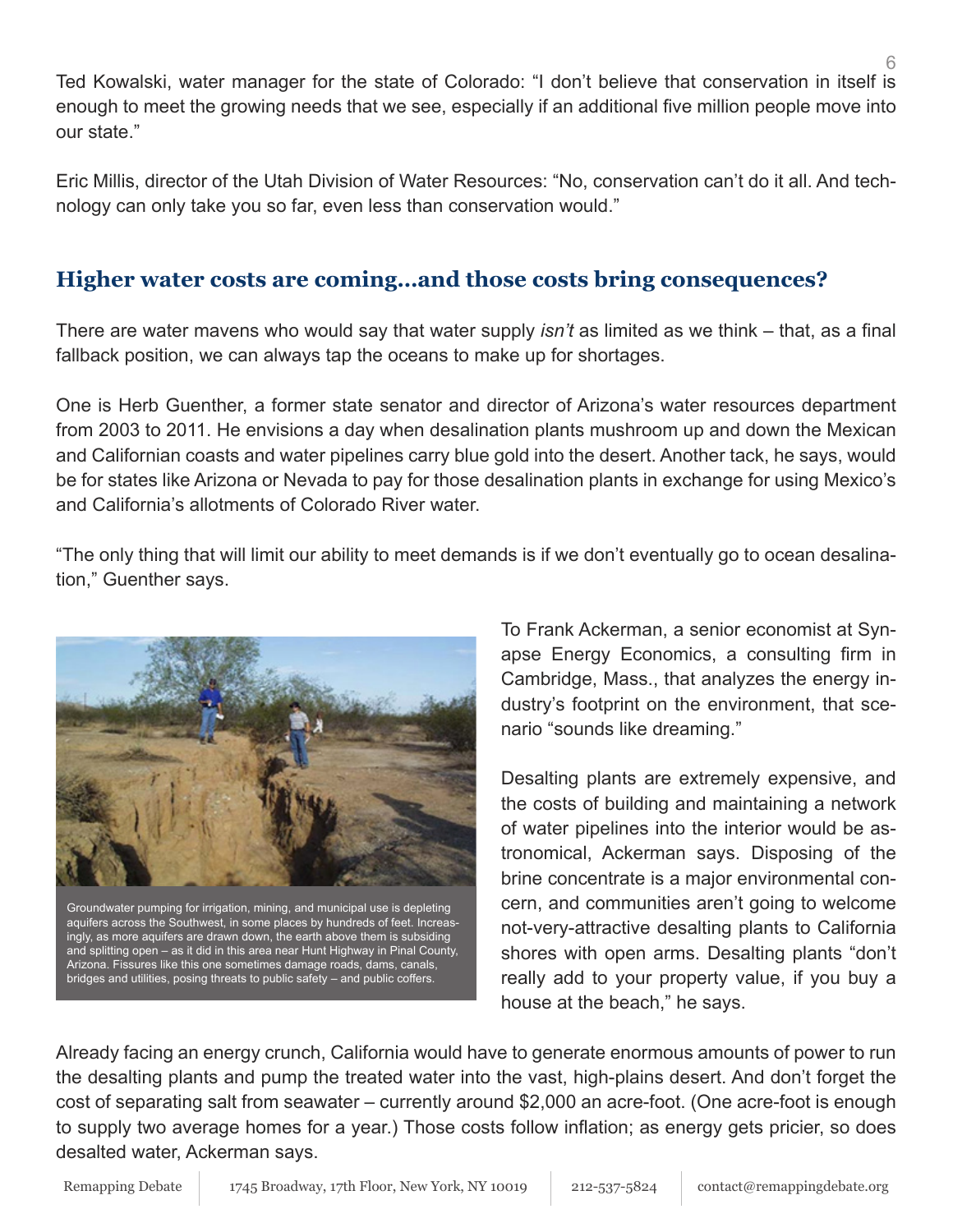Ted Kowalski, water manager for the state of Colorado: "I don't believe that conservation in itself is enough to meet the growing needs that we see, especially if an additional five million people move into our state."

Eric Millis, director of the Utah Division of Water Resources: "No, conservation can't do it all. And technology can only take you so far, even less than conservation would."

## Higher water costs are coming…and those costs bring consequences?

There are water mavens who would say that water supply *isn't* as limited as we think – that, as a final fallback position, we can always tap the oceans to make up for shortages.

One is Herb Guenther, a former state senator and director of Arizona's water resources department from 2003 to 2011. He envisions a day when desalination plants mushroom up and down the Mexican and Californian coasts and water pipelines carry blue gold into the desert. Another tack, he says, would be for states like Arizona or Nevada to pay for those desalination plants in exchange for using Mexico's and California's allotments of Colorado River water.

"The only thing that will limit our ability to meet demands is if we don't eventually go to ocean desalination," Guenther says.

Groundwater pumping for irrigation, mining, and municipal use is depleting aquifers across the Southwest, in some places by hundreds of feet. Increasingly, as more aquifers are drawn down, the earth above them is subsiding and splitting open – as it did in this area near Hunt Highway in Pinal County, Arizona. Fissures like this one sometimes damage roads, dams, canals, bridges and utilities, posing threats to public safety – and public coffers.

To Frank Ackerman, a senior economist at Synapse Energy Economics, a consulting firm in Cambridge, Mass., that analyzes the energy industry's footprint on the environment, that scenario "sounds like dreaming."

Desalting plants are extremely expensive, and the costs of building and maintaining a network of water pipelines into the interior would be astronomical, Ackerman says. Disposing of the brine concentrate is a major environmental concern, and communities aren't going to welcome not-very-attractive desalting plants to California shores with open arms. Desalting plants "don't really add to your property value, if you buy a house at the beach," he says.

Already facing an energy crunch, California would have to generate enormous amounts of power to run the desalting plants and pump the treated water into the vast, high-plains desert. And don't forget the cost of separating salt from seawater – currently around $2,000 an acre-foot. (One acre-foot is enough to supply two average homes for a year.) Those costs follow inflation; as energy gets pricier, so does desalted water, Ackerman says.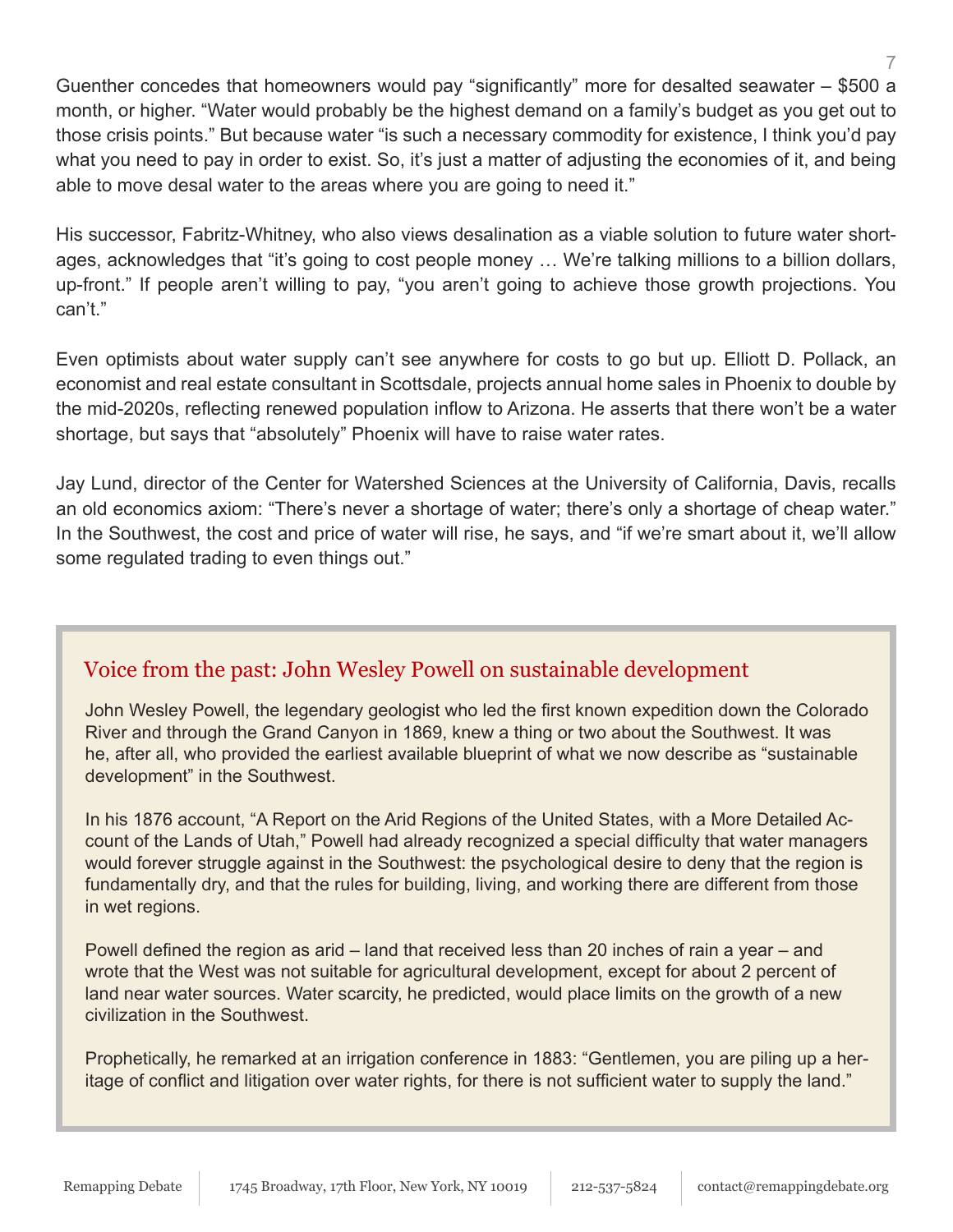Guenther concedes that homeowners would pay "significantly" more for desalted seawater – $500 a month, or higher. "Water would probably be the highest demand on a family's budget as you get out to those crisis points." But because water "is such a necessary commodity for existence, I think you'd pay what you need to pay in order to exist. So, it's just a matter of adjusting the economies of it, and being able to move desal water to the areas where you are going to need it."

His successor, Fabritz-Whitney, who also views desalination as a viable solution to future water shortages, acknowledges that "it's going to cost people money … We're talking millions to a billion dollars, up-front." If people aren't willing to pay, "you aren't going to achieve those growth projections. You can't."

Even optimists about water supply can't see anywhere for costs to go but up. Elliott D. Pollack, an economist and real estate consultant in Scottsdale, projects annual home sales in Phoenix to double by the mid-2020s, reflecting renewed population inflow to Arizona. He asserts that there won't be a water shortage, but says that "absolutely" Phoenix will have to raise water rates.

Jay Lund, director of the Center for Watershed Sciences at the University of California, Davis, recalls an old economics axiom: "There's never a shortage of water; there's only a shortage of cheap water." In the Southwest, the cost and price of water will rise, he says, and "if we're smart about it, we'll allow some regulated trading to even things out."

## Voice from the past: John Wesley Powell on sustainable development

John Wesley Powell, the legendary geologist who led the first known expedition down the Colorado River and through the Grand Canyon in 1869, knew a thing or two about the Southwest. It was he, after all, who provided the earliest available blueprint of what we now describe as "sustainable development" in the Southwest.

In his 1876 account, "A Report on the Arid Regions of the United States, with a More Detailed Account of the Lands of Utah," Powell had already recognized a special difficulty that water managers would forever struggle against in the Southwest: the psychological desire to deny that the region is fundamentally dry, and that the rules for building, living, and working there are different from those in wet regions.

Powell defined the region as arid – land that received less than 20 inches of rain a year – and wrote that the West was not suitable for agricultural development, except for about 2 percent of land near water sources. Water scarcity, he predicted, would place limits on the growth of a new civilization in the Southwest.

Prophetically, he remarked at an irrigation conference in 1883: "Gentlemen, you are piling up a heritage of conflict and litigation over water rights, for there is not sufficient water to supply the land."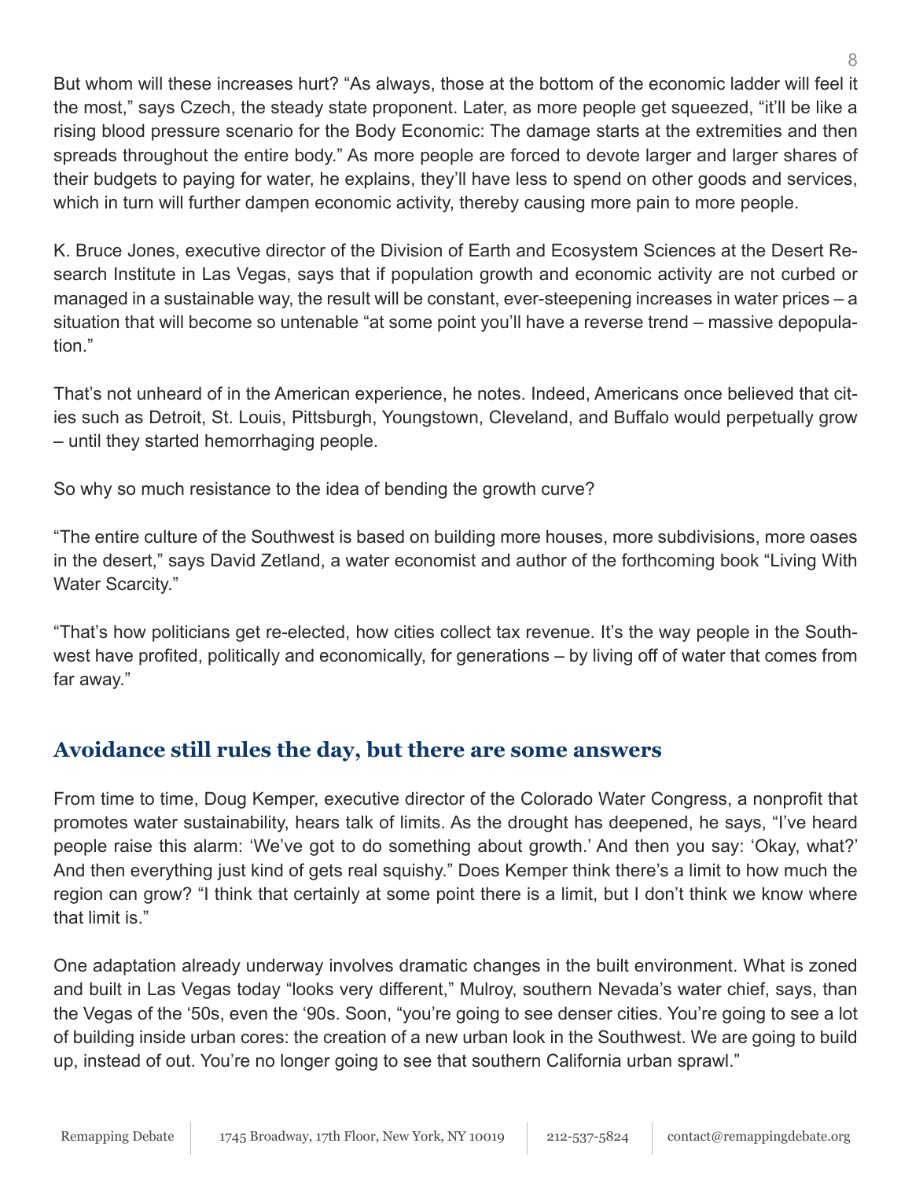But whom will these increases hurt? "As always, those at the bottom of the economic ladder will feel it the most," says Czech, the steady state proponent. Later, as more people get squeezed, "it'll be like a rising blood pressure scenario for the Body Economic: The damage starts at the extremities and then spreads throughout the entire body." As more people are forced to devote larger and larger shares of their budgets to paying for water, he explains, they'll have less to spend on other goods and services, which in turn will further dampen economic activity, thereby causing more pain to more people.

K. Bruce Jones, executive director of the Division of Earth and Ecosystem Sciences at the Desert Research Institute in Las Vegas, says that if population growth and economic activity are not curbed or managed in a sustainable way, the result will be constant, ever-steepening increases in water prices – a situation that will become so untenable "at some point you'll have a reverse trend – massive depopulation."

That's not unheard of in the American experience, he notes. Indeed, Americans once believed that cities such as Detroit, St. Louis, Pittsburgh, Youngstown, Cleveland, and Buffalo would perpetually grow – until they started hemorrhaging people.

So why so much resistance to the idea of bending the growth curve?

"The entire culture of the Southwest is based on building more houses, more subdivisions, more oases in the desert," says David Zetland, a water economist and author of the forthcoming book "Living With Water Scarcity."

"That's how politicians get re-elected, how cities collect tax revenue. It's the way people in the Southwest have profited, politically and economically, for generations – by living off of water that comes from far away."

## Avoidance still rules the day, but there are some answers

From time to time, Doug Kemper, executive director of the Colorado Water Congress, a nonprofit that promotes water sustainability, hears talk of limits. As the drought has deepened, he says, "I've heard people raise this alarm: 'We've got to do something about growth.' And then you say: 'Okay, what?' And then everything just kind of gets real squishy." Does Kemper think there's a limit to how much the region can grow? "I think that certainly at some point there is a limit, but I don't think we know where that limit is."

One adaptation already underway involves dramatic changes in the built environment. What is zoned and built in Las Vegas today "looks very different," Mulroy, southern Nevada's water chief, says, than the Vegas of the '50s, even the '90s. Soon, "you're going to see denser cities. You're going to see a lot of building inside urban cores: the creation of a new urban look in the Southwest. We are going to build up, instead of out. You're no longer going to see that southern California urban sprawl."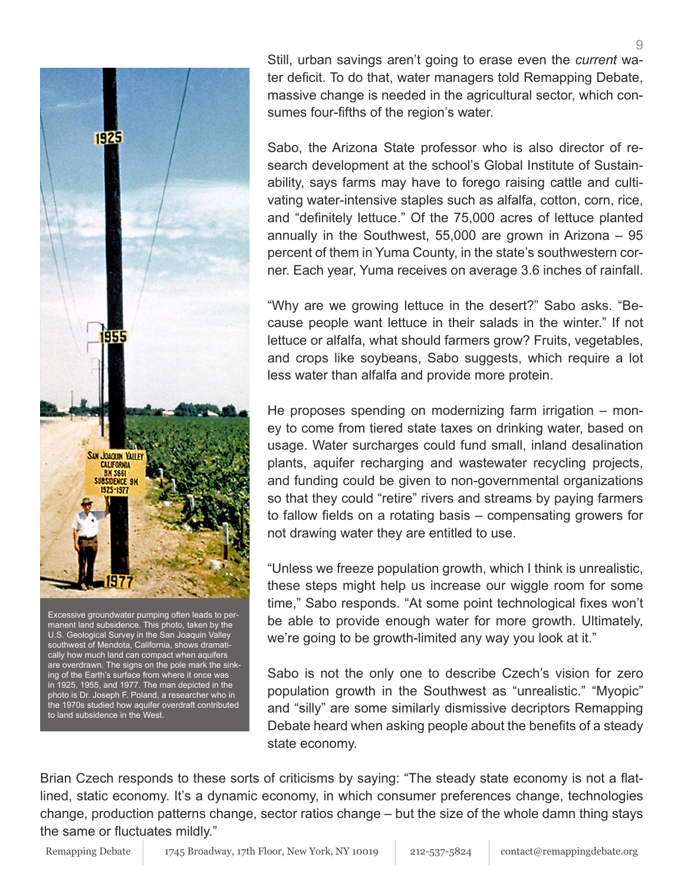Still, urban savings aren't going to erase even the *current* water deficit. To do that, water managers told Remapping Debate, massive change is needed in the agricultural sector, which consumes four-fifths of the region's water.

Sabo, the Arizona State professor who is also director of research development at the school's Global Institute of Sustainability, says farms may have to forego raising cattle and cultivating water-intensive staples such as alfalfa, cotton, corn, rice, and "definitely lettuce." Of the 75,000 acres of lettuce planted annually in the Southwest, 55,000 are grown in Arizona – 95 percent of them in Yuma County, in the state's southwestern corner. Each year, Yuma receives on average 3.6 inches of rainfall.

"Why are we growing lettuce in the desert?" Sabo asks. "Because people want lettuce in their salads in the winter." If not lettuce or alfalfa, what should farmers grow? Fruits, vegetables, and crops like soybeans, Sabo suggests, which require a lot less water than alfalfa and provide more protein.

He proposes spending on modernizing farm irrigation – money to come from tiered state taxes on drinking water, based on usage. Water surcharges could fund small, inland desalination plants, aquifer recharging and wastewater recycling projects, and funding could be given to non-governmental organizations so that they could "retire" rivers and streams by paying farmers to fallow fields on a rotating basis – compensating growers for not drawing water they are entitled to use.

"Unless we freeze population growth, which I think is unrealistic, these steps might help us increase our wiggle room for some time," Sabo responds. "At some point technological fixes won't be able to provide enough water for more growth. Ultimately, we're going to be growth-limited any way you look at it."

Sabo is not the only one to describe Czech's vision for zero population growth in the Southwest as "unrealistic." "Myopic" and "silly" are some similarly dismissive decriptors Remapping Debate heard when asking people about the benefits of a steady state economy.

Excessive groundwater pumping often leads to permanent land subsidence. This photo, taken by the U.S. Geological Survey in the San Joaquin Valley southwest of Mendota, California, shows dramatically how much land can compact when aquifers are overdrawn. The signs on the pole mark the sinking of the Earth's surface from where it once was in 1925, 1955, and 1977. The man depicted in the photo is Dr. Joseph F. Poland, a researcher who in the 1970s studied how aquifer overdraft contributed to land subsidence in the West.

Brian Czech responds to these sorts of criticisms by saying: "The steady state economy is not a flatlined, static economy. It's a dynamic economy, in which consumer preferences change, technologies change, production patterns change, sector ratios change – but the size of the whole damn thing stays the same or fluctuates mildly."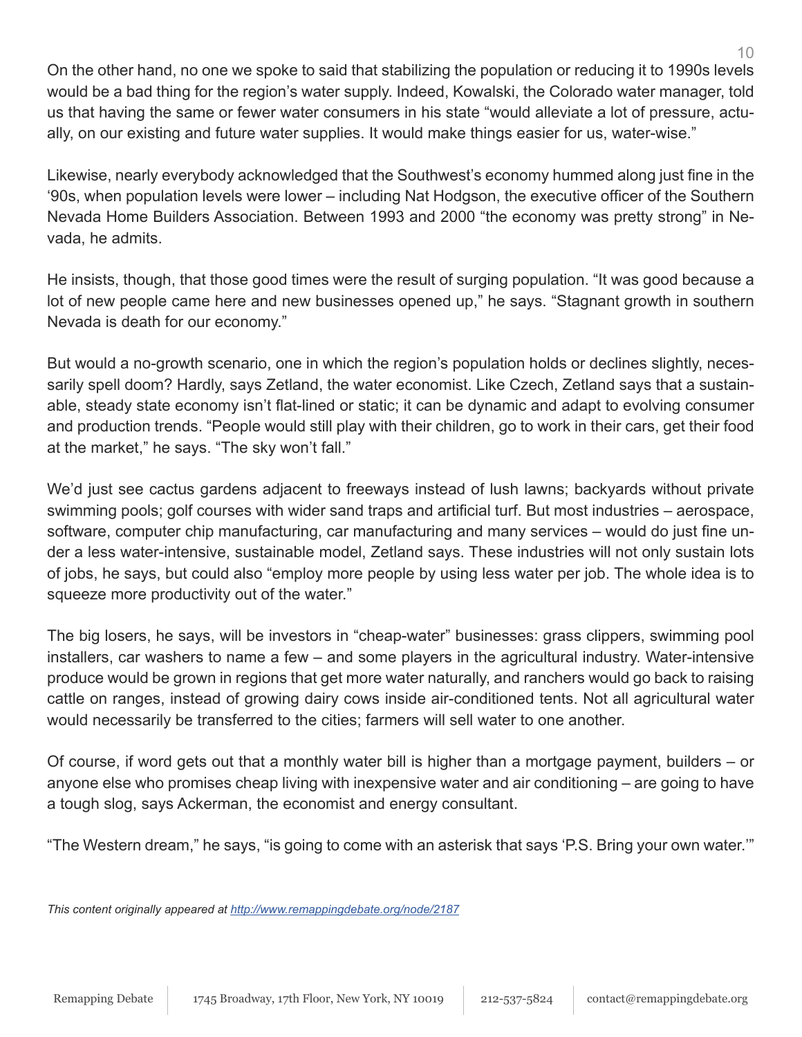On the other hand, no one we spoke to said that stabilizing the population or reducing it to 1990s levels would be a bad thing for the region's water supply. Indeed, Kowalski, the Colorado water manager, told us that having the same or fewer water consumers in his state "would alleviate a lot of pressure, actually, on our existing and future water supplies. It would make things easier for us, water-wise."

Likewise, nearly everybody acknowledged that the Southwest's economy hummed along just fine in the '90s, when population levels were lower – including Nat Hodgson, the executive officer of the Southern Nevada Home Builders Association. Between 1993 and 2000 "the economy was pretty strong" in Nevada, he admits.

He insists, though, that those good times were the result of surging population. "It was good because a lot of new people came here and new businesses opened up," he says. "Stagnant growth in southern Nevada is death for our economy."

But would a no-growth scenario, one in which the region's population holds or declines slightly, necessarily spell doom? Hardly, says Zetland, the water economist. Like Czech, Zetland says that a sustainable, steady state economy isn't flat-lined or static; it can be dynamic and adapt to evolving consumer and production trends. "People would still play with their children, go to work in their cars, get their food at the market," he says. "The sky won't fall."

We'd just see cactus gardens adjacent to freeways instead of lush lawns; backyards without private swimming pools; golf courses with wider sand traps and artificial turf. But most industries – aerospace, software, computer chip manufacturing, car manufacturing and many services – would do just fine under a less water-intensive, sustainable model, Zetland says. These industries will not only sustain lots of jobs, he says, but could also "employ more people by using less water per job. The whole idea is to squeeze more productivity out of the water."

The big losers, he says, will be investors in "cheap-water" businesses: grass clippers, swimming pool installers, car washers to name a few – and some players in the agricultural industry. Water-intensive produce would be grown in regions that get more water naturally, and ranchers would go back to raising cattle on ranges, instead of growing dairy cows inside air-conditioned tents. Not all agricultural water would necessarily be transferred to the cities; farmers will sell water to one another.

Of course, if word gets out that a monthly water bill is higher than a mortgage payment, builders – or anyone else who promises cheap living with inexpensive water and air conditioning – are going to have a tough slog, says Ackerman, the economist and energy consultant.

"The Western dream," he says, "is going to come with an asterisk that says 'P.S. Bring your own water.'"

*This content originally appeared at [http://www.remappingdebate.org/node/2187](http://www.remappingdebate.org/node/2187)*